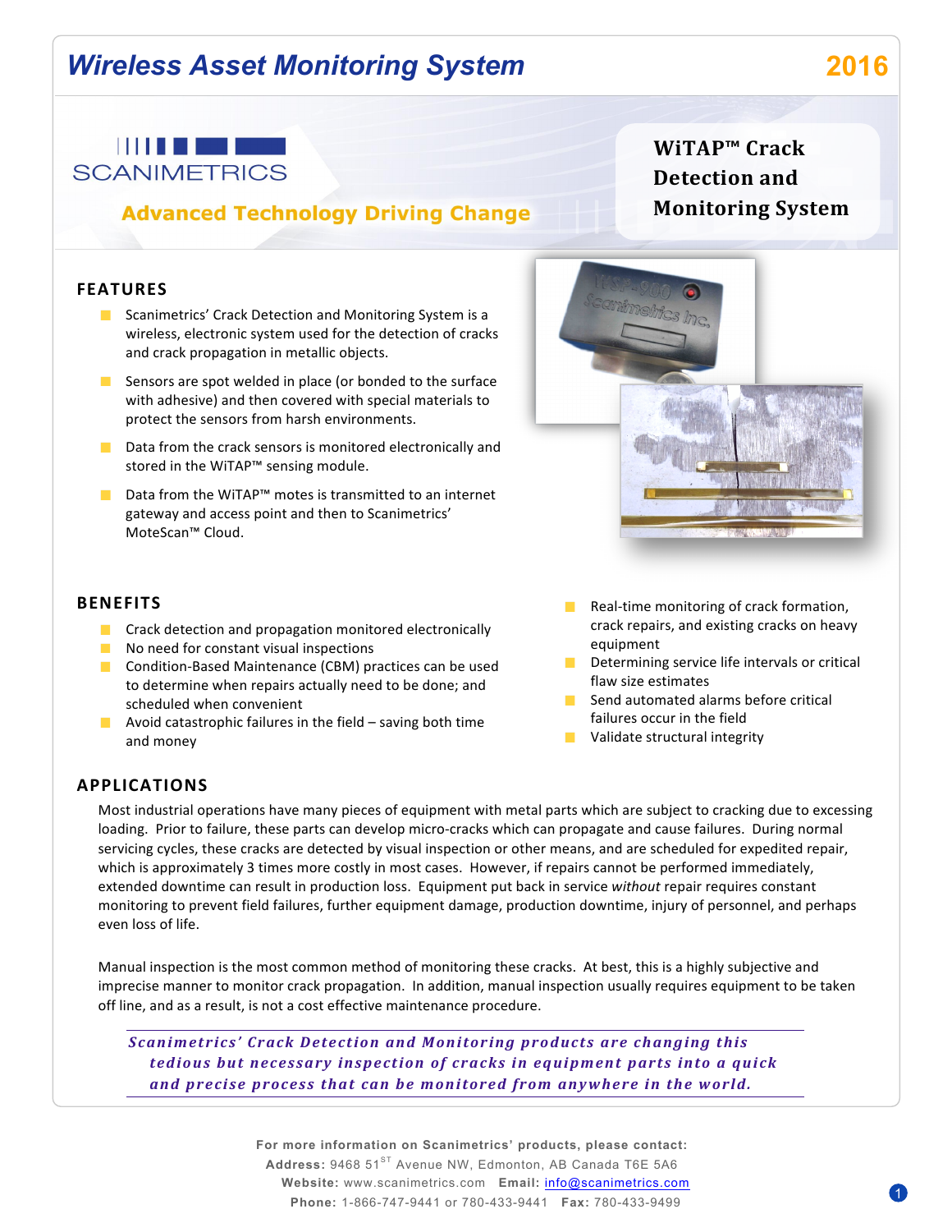# Wireless Asset Monitoring System

**2016**

SCANIMETRICS

**Advanced Technology Driving Change**

## WiTAP™ Crack Detection and Monitoring System

## FEATURES

- Scanimetrics' Crack Detection and Monitoring System is a wireless, electronic system used for the detection of cracks and crack propagation in metallic objects.
- Sensors are spot welded in place (or bonded to the surface with adhesive) and then covered with special materials to protect the sensors from harsh environments.
- Data from the crack sensors is monitored electronically and stored in the WiTAP™ sensing module.
- Data from the WiTAP™ motes is transmitted to an internet gateway and access point and then to Scanimetrics' MoteScan™ Cloud.

## BENEFITS

- Crack detection and propagation monitored electronically
- No need for constant visual inspections
- Condition-Based Maintenance (CBM) practices can be used to determine when repairs actually need to be done; and scheduled when convenient
- Avoid catastrophic failures in the field – saving both time and money
- Real-time monitoring of crack formation, crack repairs, and existing cracks on heavy equipment
- Determining service life intervals or critical flaw size estimates
- Send automated alarms before critical failures occur in the field
- Validate structural integrity

## APPLICATIONS

Most industrial operations have many pieces of equipment with metal parts which are subject to cracking due to excessing loading. Prior to failure, these parts can develop micro-cracks which can propagate and cause failures. During normal servicing cycles, these cracks are detected by visual inspection or other means, and are scheduled for expedited repair, which is approximately 3 times more costly in most cases. However, if repairs cannot be performed immediately, extended downtime can result in production loss. Equipment put back in service *without* repair requires constant monitoring to prevent field failures, further equipment damage, production downtime, injury of personnel, and perhaps even loss of life.

Manual inspection is the most common method of monitoring these cracks. At best, this is a highly subjective and imprecise manner to monitor crack propagation. In addition, manual inspection usually requires equipment to be taken off line, and as a result, is not a cost effective maintenance procedure.

***Scanimetrics' Crack Detection and Monitoring products are changing this tedious but necessary inspection of cracks in equipment parts into a quick and precise process that can be monitored from anywhere in the world.***

**For more information on Scanimetrics' products, please contact:**
**Address:** 9468 51ST Avenue NW, Edmonton, AB Canada T6E 5A6
**Website:** www.scanimetrics.com **Email:** info@scanimetrics.com
**Phone:** 1-866-747-9441 or 780-433-9441 **Fax:** 780-433-9499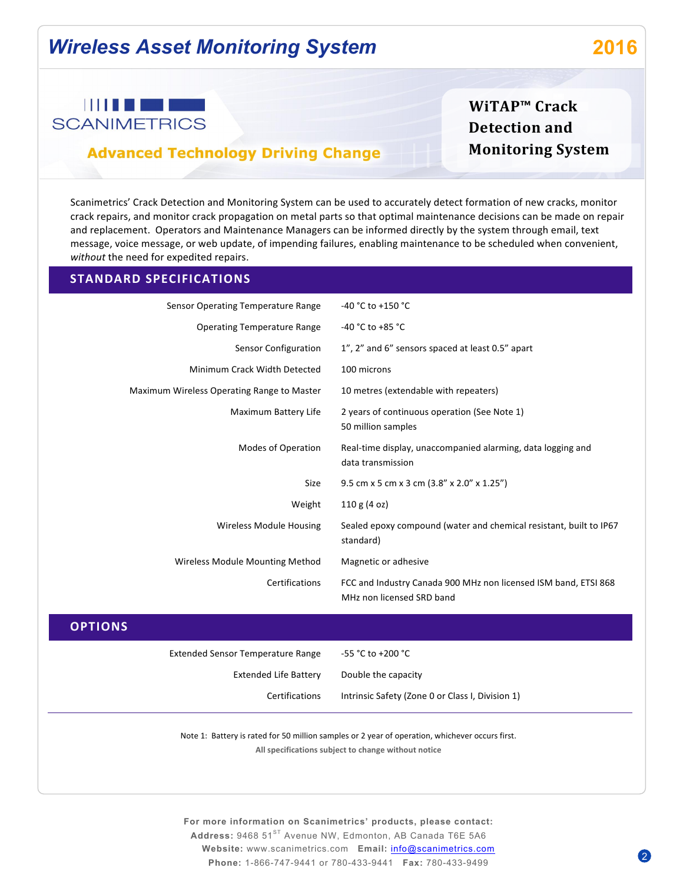# Wireless Asset Monitoring System

2016

SCANIMETRICS

**Advanced Technology Driving Change**

## WiTAP™ Crack Detection and Monitoring System

Scanimetrics' Crack Detection and Monitoring System can be used to accurately detect formation of new cracks, monitor crack repairs, and monitor crack propagation on metal parts so that optimal maintenance decisions can be made on repair and replacement. Operators and Maintenance Managers can be informed directly by the system through email, text message, voice message, or web update, of impending failures, enabling maintenance to be scheduled when convenient, *without* the need for expedited repairs.

## STANDARD SPECIFICATIONS

| | |
|---|---|
| Sensor Operating Temperature Range | -40 °C to +150 °C |
| Operating Temperature Range | -40 °C to +85 °C |
| Sensor Configuration | 1", 2" and 6" sensors spaced at least 0.5" apart |
| Minimum Crack Width Detected | 100 microns |
| Maximum Wireless Operating Range to Master | 10 metres (extendable with repeaters) |
| Maximum Battery Life | 2 years of continuous operation (See Note 1)<br>50 million samples |
| Modes of Operation | Real-time display, unaccompanied alarming, data logging and data transmission |
| Size | 9.5 cm x 5 cm x 3 cm (3.8" x 2.0" x 1.25") |
| Weight | 110 g (4 oz) |
| Wireless Module Housing | Sealed epoxy compound (water and chemical resistant, built to IP67 standard) |
| Wireless Module Mounting Method | Magnetic or adhesive |
| Certifications | FCC and Industry Canada 900 MHz non licensed ISM band, ETSI 868 MHz non licensed SRD band |

## OPTIONS

| | |
|---|---|
| Extended Sensor Temperature Range | -55 °C to +200 °C |
| Extended Life Battery | Double the capacity |
| Certifications | Intrinsic Safety (Zone 0 or Class I, Division 1) |

Note 1: Battery is rated for 50 million samples or 2 year of operation, whichever occurs first.

**All specifications subject to change without notice**

**For more information on Scanimetrics' products, please contact:**
**Address:** 9468 51[ST] Avenue NW, Edmonton, AB Canada T6E 5A6
**Website:** www.scanimetrics.com **Email:** info@scanimetrics.com
**Phone:** 1-866-747-9441 or 780-433-9441 **Fax:** 780-433-9499